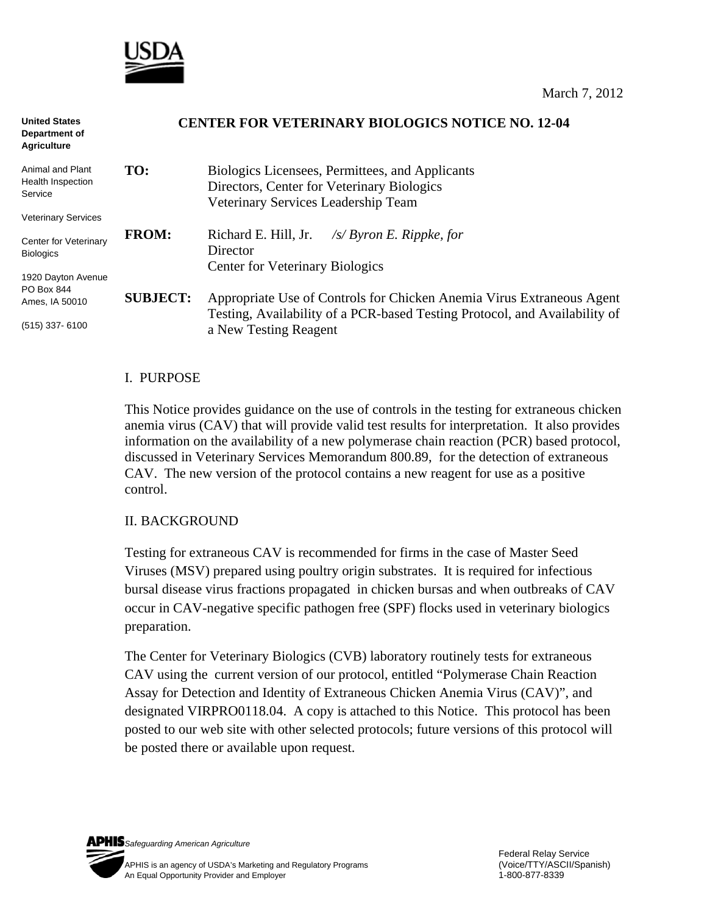USDA

March 7, 2012

**United States Department of Agriculture**

Animal and Plant Health Inspection Service

Veterinary Services

Center for Veterinary Biologics

1920 Dayton Avenue
PO Box 844
Ames, IA 50010

(515) 337- 6100

# CENTER FOR VETERINARY BIOLOGICS NOTICE NO. 12-04

**TO:** Biologics Licensees, Permittees, and Applicants
Directors, Center for Veterinary Biologics
Veterinary Services Leadership Team

**FROM:** Richard E. Hill, Jr. */s/ Byron E. Rippke, for*
Director
Center for Veterinary Biologics

**SUBJECT:** Appropriate Use of Controls for Chicken Anemia Virus Extraneous Agent Testing, Availability of a PCR-based Testing Protocol, and Availability of a New Testing Reagent

## I. PURPOSE

This Notice provides guidance on the use of controls in the testing for extraneous chicken anemia virus (CAV) that will provide valid test results for interpretation. It also provides information on the availability of a new polymerase chain reaction (PCR) based protocol, discussed in Veterinary Services Memorandum 800.89, for the detection of extraneous CAV. The new version of the protocol contains a new reagent for use as a positive control.

## II. BACKGROUND

Testing for extraneous CAV is recommended for firms in the case of Master Seed Viruses (MSV) prepared using poultry origin substrates. It is required for infectious bursal disease virus fractions propagated in chicken bursas and when outbreaks of CAV occur in CAV-negative specific pathogen free (SPF) flocks used in veterinary biologics preparation.

The Center for Veterinary Biologics (CVB) laboratory routinely tests for extraneous CAV using the current version of our protocol, entitled "Polymerase Chain Reaction Assay for Detection and Identity of Extraneous Chicken Anemia Virus (CAV)", and designated VIRPRO0118.04. A copy is attached to this Notice. This protocol has been posted to our web site with other selected protocols; future versions of this protocol will be posted there or available upon request.

APHIS *Safeguarding American Agriculture*
APHIS is an agency of USDA's Marketing and Regulatory Programs
An Equal Opportunity Provider and Employer

Federal Relay Service
(Voice/TTY/ASCII/Spanish)
1-800-877-8339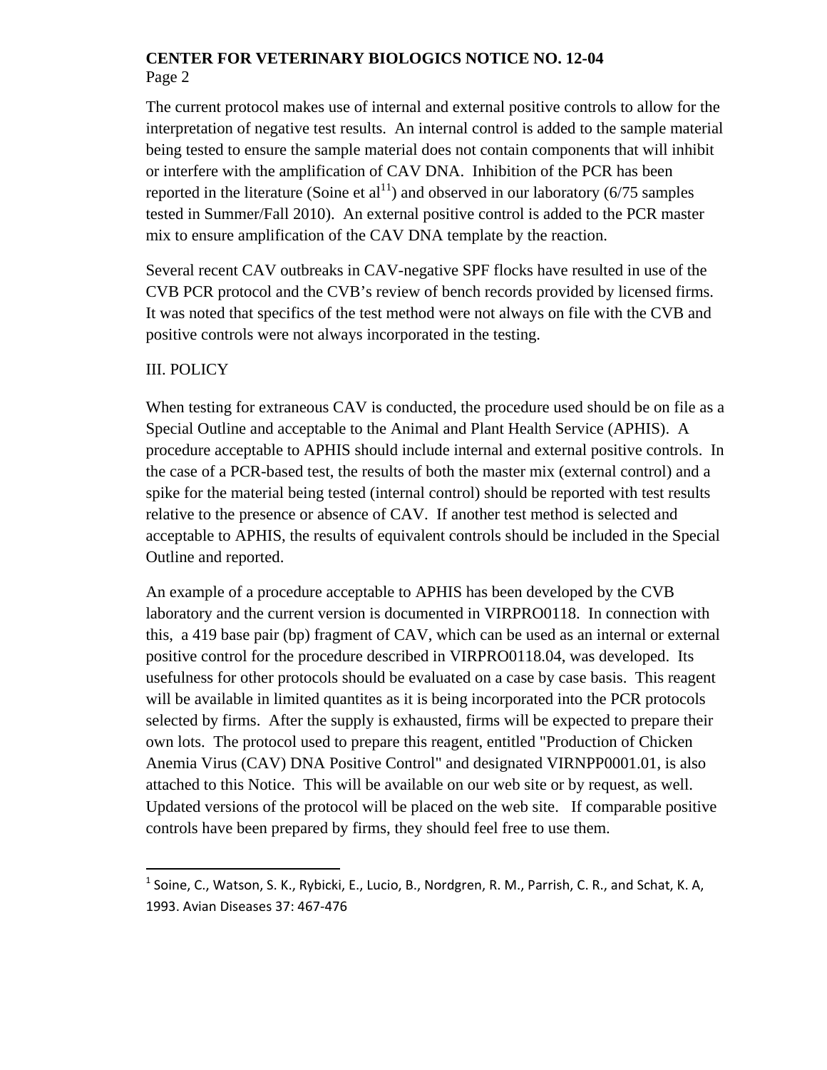The current protocol makes use of internal and external positive controls to allow for the interpretation of negative test results. An internal control is added to the sample material being tested to ensure the sample material does not contain components that will inhibit or interfere with the amplification of CAV DNA. Inhibition of the PCR has been reported in the literature (Soine et al[11]) and observed in our laboratory (6/75 samples tested in Summer/Fall 2010). An external positive control is added to the PCR master mix to ensure amplification of the CAV DNA template by the reaction.

Several recent CAV outbreaks in CAV-negative SPF flocks have resulted in use of the CVB PCR protocol and the CVB's review of bench records provided by licensed firms. It was noted that specifics of the test method were not always on file with the CVB and positive controls were not always incorporated in the testing.

## III. POLICY

When testing for extraneous CAV is conducted, the procedure used should be on file as a Special Outline and acceptable to the Animal and Plant Health Service (APHIS). A procedure acceptable to APHIS should include internal and external positive controls. In the case of a PCR-based test, the results of both the master mix (external control) and a spike for the material being tested (internal control) should be reported with test results relative to the presence or absence of CAV. If another test method is selected and acceptable to APHIS, the results of equivalent controls should be included in the Special Outline and reported.

An example of a procedure acceptable to APHIS has been developed by the CVB laboratory and the current version is documented in VIRPRO0118. In connection with this, a 419 base pair (bp) fragment of CAV, which can be used as an internal or external positive control for the procedure described in VIRPRO0118.04, was developed. Its usefulness for other protocols should be evaluated on a case by case basis. This reagent will be available in limited quantites as it is being incorporated into the PCR protocols selected by firms. After the supply is exhausted, firms will be expected to prepare their own lots. The protocol used to prepare this reagent, entitled "Production of Chicken Anemia Virus (CAV) DNA Positive Control" and designated VIRNPP0001.01, is also attached to this Notice. This will be available on our web site or by request, as well. Updated versions of the protocol will be placed on the web site. If comparable positive controls have been prepared by firms, they should feel free to use them.

---

[1] Soine, C., Watson, S. K., Rybicki, E., Lucio, B., Nordgren, R. M., Parrish, C. R., and Schat, K. A, 1993. Avian Diseases 37: 467-476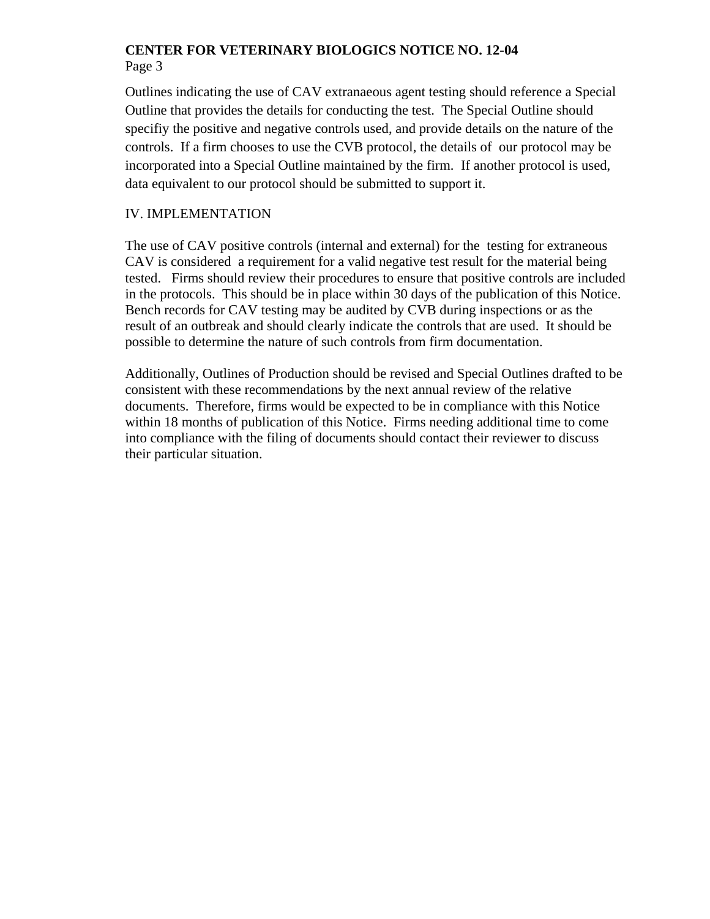Outlines indicating the use of CAV extranaeous agent testing should reference a Special Outline that provides the details for conducting the test. The Special Outline should specifiy the positive and negative controls used, and provide details on the nature of the controls. If a firm chooses to use the CVB protocol, the details of our protocol may be incorporated into a Special Outline maintained by the firm. If another protocol is used, data equivalent to our protocol should be submitted to support it.

## IV. IMPLEMENTATION

The use of CAV positive controls (internal and external) for the testing for extraneous CAV is considered a requirement for a valid negative test result for the material being tested. Firms should review their procedures to ensure that positive controls are included in the protocols. This should be in place within 30 days of the publication of this Notice. Bench records for CAV testing may be audited by CVB during inspections or as the result of an outbreak and should clearly indicate the controls that are used. It should be possible to determine the nature of such controls from firm documentation.

Additionally, Outlines of Production should be revised and Special Outlines drafted to be consistent with these recommendations by the next annual review of the relative documents. Therefore, firms would be expected to be in compliance with this Notice within 18 months of publication of this Notice. Firms needing additional time to come into compliance with the filing of documents should contact their reviewer to discuss their particular situation.